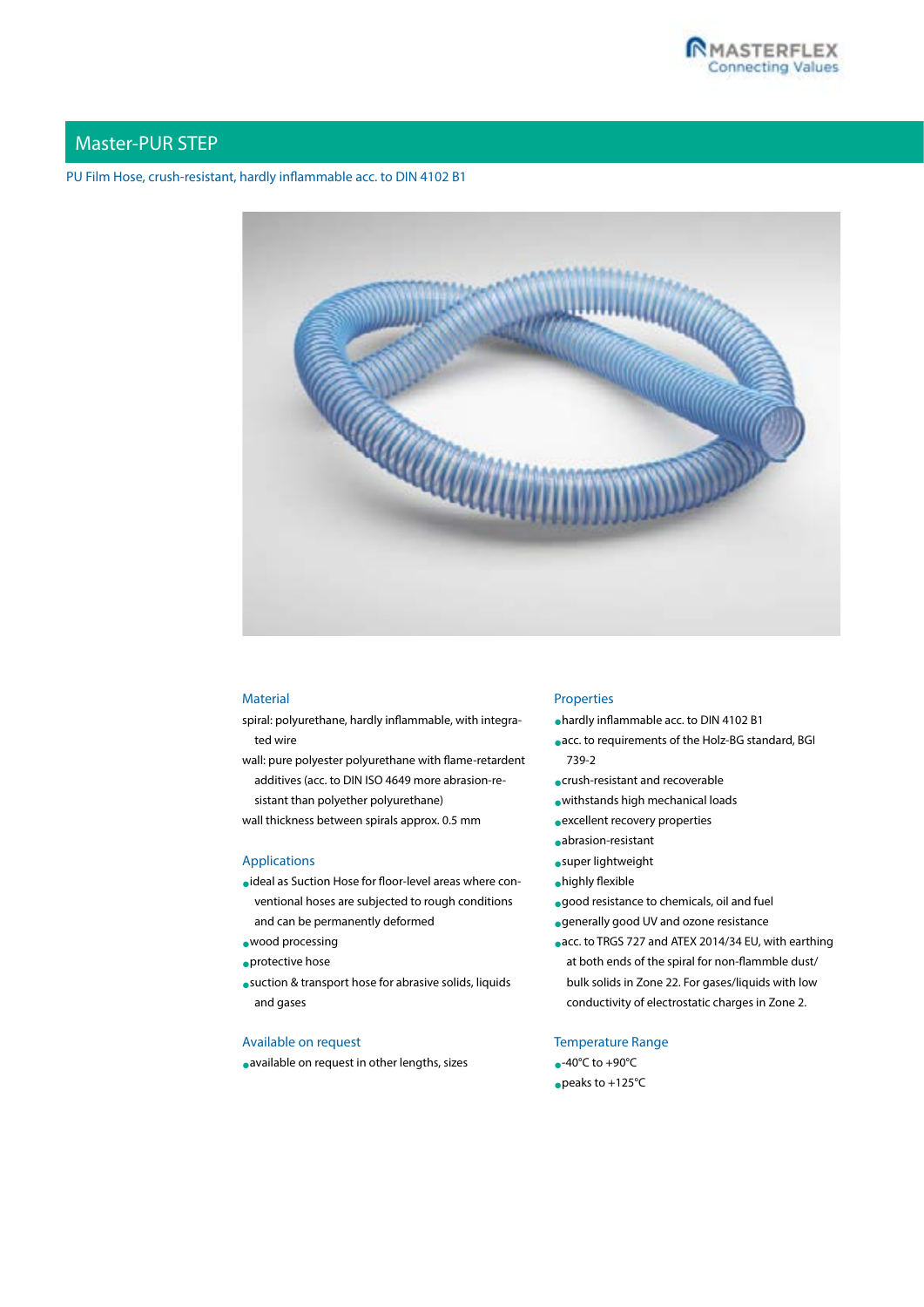# Master-PUR STEP

PU Film Hose, crush-resistant, hardly inflammable acc. to DIN 4102 B1

## Material

spiral: polyurethane, hardly inflammable, with integrated wire

wall: pure polyester polyurethane with flame-retardent additives (acc. to DIN ISO 4649 more abrasion-resistant than polyether polyurethane)

wall thickness between spirals approx. 0.5 mm

## Applications

- ideal as Suction Hose for floor-level areas where conventional hoses are subjected to rough conditions and can be permanently deformed
- wood processing
- protective hose
- suction & transport hose for abrasive solids, liquids and gases

## Available on request

- available on request in other lengths, sizes

## Properties

- hardly inflammable acc. to DIN 4102 B1
- acc. to requirements of the Holz-BG standard, BGI 739-2
- crush-resistant and recoverable
- withstands high mechanical loads
- excellent recovery properties
- abrasion-resistant
- super lightweight
- highly flexible
- good resistance to chemicals, oil and fuel
- generally good UV and ozone resistance
- acc. to TRGS 727 and ATEX 2014/34 EU, with earthing at both ends of the spiral for non-flammble dust/bulk solids in Zone 22. For gases/liquids with low conductivity of electrostatic charges in Zone 2.

## Temperature Range

- -40°C to +90°C
- peaks to +125°C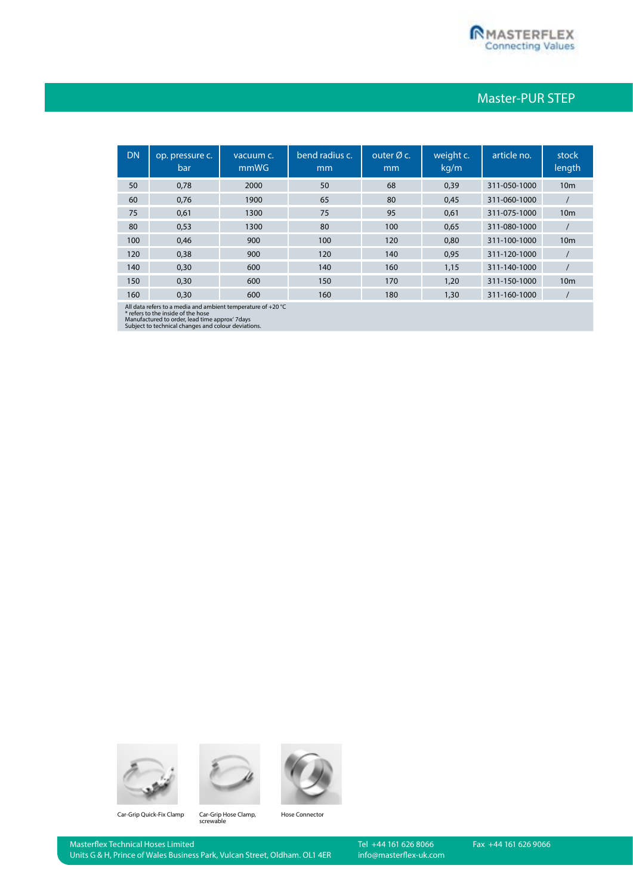## Master-PUR STEP

| DN | op. pressure c. bar | vacuum c. mmWG | bend radius c. mm | outer Ø c. mm | weight c. kg/m | article no. | stock length |
|---|---|---|---|---|---|---|---|
| 50 | 0,78 | 2000 | 50 | 68 | 0,39 | 311-050-1000 | 10m |
| 60 | 0,76 | 1900 | 65 | 80 | 0,45 | 311-060-1000 | / |
| 75 | 0,61 | 1300 | 75 | 95 | 0,61 | 311-075-1000 | 10m |
| 80 | 0,53 | 1300 | 80 | 100 | 0,65 | 311-080-1000 | / |
| 100 | 0,46 | 900 | 100 | 120 | 0,80 | 311-100-1000 | 10m |
| 120 | 0,38 | 900 | 120 | 140 | 0,95 | 311-120-1000 | / |
| 140 | 0,30 | 600 | 140 | 160 | 1,15 | 311-140-1000 | / |
| 150 | 0,30 | 600 | 150 | 170 | 1,20 | 311-150-1000 | 10m |
| 160 | 0,30 | 600 | 160 | 180 | 1,30 | 311-160-1000 | / |

All data refers to a media and ambient temperature of +20 °C
* refers to the inside of the hose
Manufactured to order, lead time approx' 7days
Subject to technical changes and colour deviations.

Car-Grip Quick-Fix Clamp

Car-Grip Hose Clamp, screwable

Hose Connector

Masterflex Technical Hoses Limited
Units G & H, Prince of Wales Business Park, Vulcan Street, Oldham. OL1 4ER

Tel +44 161 626 8066
info@masterflex-uk.com

Fax +44 161 626 9066